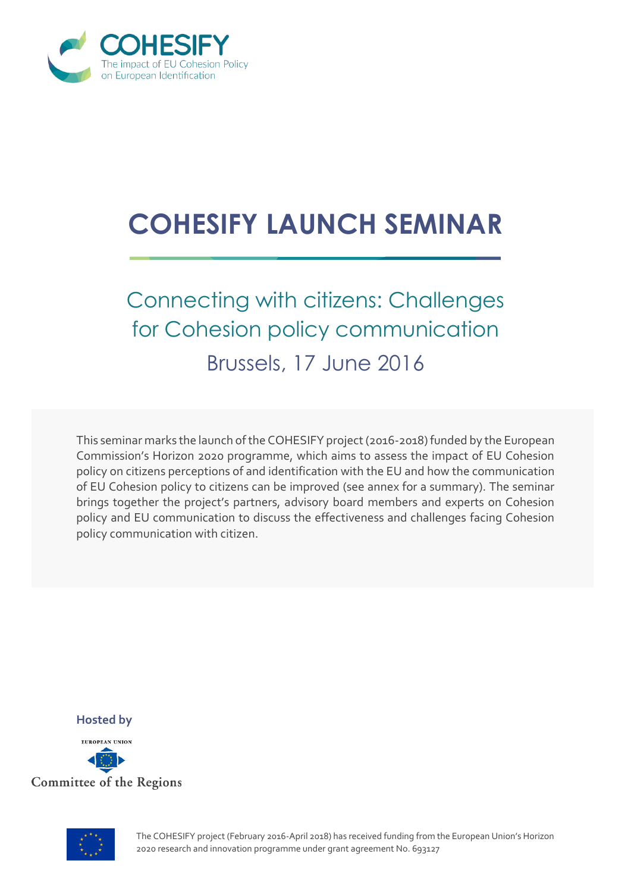COHESIFY
The impact of EU Cohesion Policy on European Identification

# COHESIFY LAUNCH SEMINAR

## Connecting with citizens: Challenges for Cohesion policy communication

Brussels, 17 June 2016

This seminar marks the launch of the COHESIFY project (2016-2018) funded by the European Commission's Horizon 2020 programme, which aims to assess the impact of EU Cohesion policy on citizens perceptions of and identification with the EU and how the communication of EU Cohesion policy to citizens can be improved (see annex for a summary). The seminar brings together the project's partners, advisory board members and experts on Cohesion policy and EU communication to discuss the effectiveness and challenges facing Cohesion policy communication with citizen.

**Hosted by**

EUROPEAN UNION
Committee of the Regions

The COHESIFY project (February 2016-April 2018) has received funding from the European Union's Horizon 2020 research and innovation programme under grant agreement No. 693127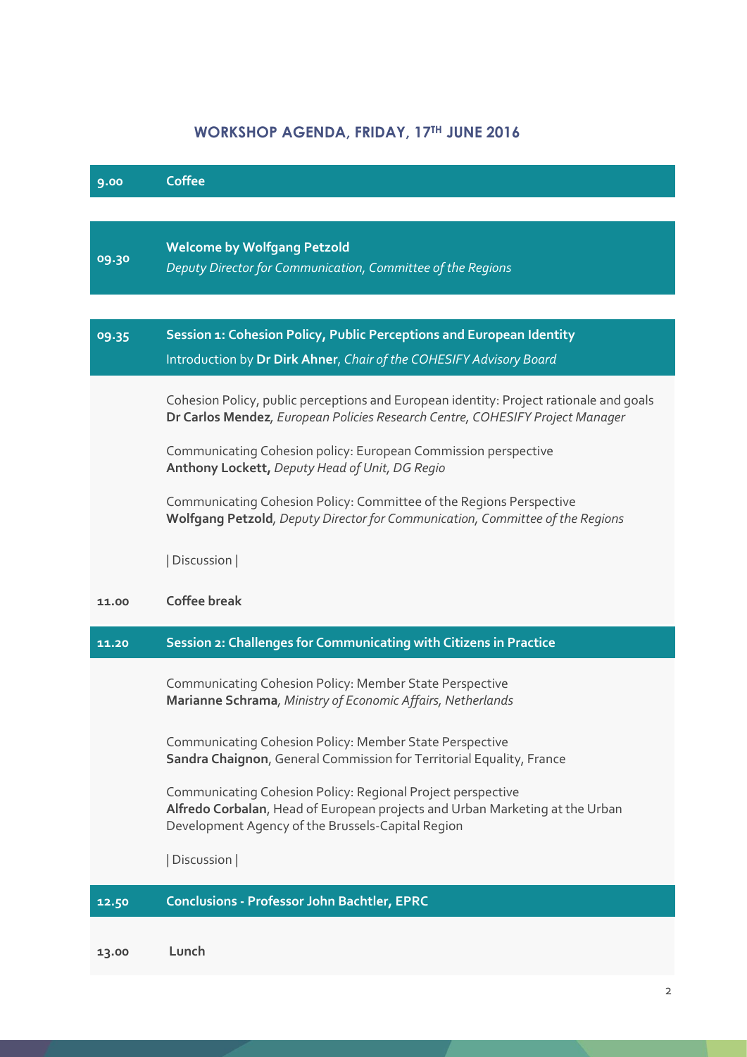## WORKSHOP AGENDA, FRIDAY, 17TH JUNE 2016

**9.00** **Coffee**

**09.30** **Welcome by Wolfgang Petzold**
*Deputy Director for Communication, Committee of the Regions*

**09.35** **Session 1: Cohesion Policy, Public Perceptions and European Identity**
Introduction by **Dr Dirk Ahner**, *Chair of the COHESIFY Advisory Board*

Cohesion Policy, public perceptions and European identity: Project rationale and goals
**Dr Carlos Mendez**, *European Policies Research Centre, COHESIFY Project Manager*

Communicating Cohesion policy: European Commission perspective
**Anthony Lockett,** *Deputy Head of Unit, DG Regio*

Communicating Cohesion Policy: Committee of the Regions Perspective
**Wolfgang Petzold**, *Deputy Director for Communication, Committee of the Regions*

| Discussion |

**11.00** **Coffee break**

**11.20** **Session 2: Challenges for Communicating with Citizens in Practice**

Communicating Cohesion Policy: Member State Perspective
**Marianne Schrama**, *Ministry of Economic Affairs, Netherlands*

Communicating Cohesion Policy: Member State Perspective
**Sandra Chaignon**, General Commission for Territorial Equality, France

Communicating Cohesion Policy: Regional Project perspective
**Alfredo Corbalan**, Head of European projects and Urban Marketing at the Urban Development Agency of the Brussels-Capital Region

| Discussion |

**12.50** **Conclusions - Professor John Bachtler, EPRC**

**13.00** **Lunch**